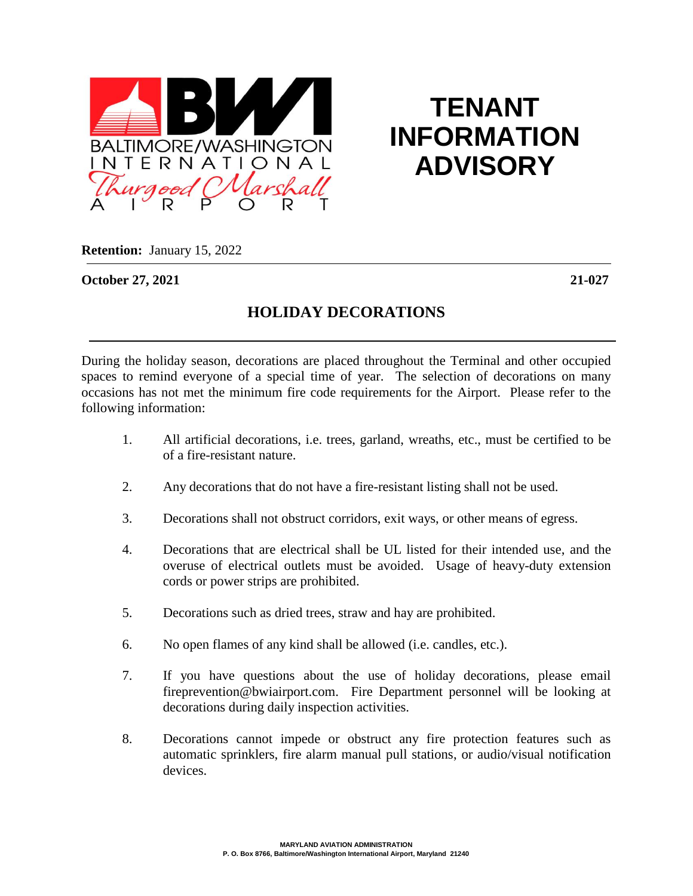BALTIMORE/WASHINGTON INTERNATIONAL Thurgood Marshall AIRPORT

# TENANT INFORMATION ADVISORY

**Retention:** January 15, 2022

**October 27, 2021** **21-027**

## HOLIDAY DECORATIONS

During the holiday season, decorations are placed throughout the Terminal and other occupied spaces to remind everyone of a special time of year. The selection of decorations on many occasions has not met the minimum fire code requirements for the Airport. Please refer to the following information:

1. All artificial decorations, i.e. trees, garland, wreaths, etc., must be certified to be of a fire-resistant nature.

2. Any decorations that do not have a fire-resistant listing shall not be used.

3. Decorations shall not obstruct corridors, exit ways, or other means of egress.

4. Decorations that are electrical shall be UL listed for their intended use, and the overuse of electrical outlets must be avoided. Usage of heavy-duty extension cords or power strips are prohibited.

5. Decorations such as dried trees, straw and hay are prohibited.

6. No open flames of any kind shall be allowed (i.e. candles, etc.).

7. If you have questions about the use of holiday decorations, please email fireprevention@bwiairport.com. Fire Department personnel will be looking at decorations during daily inspection activities.

8. Decorations cannot impede or obstruct any fire protection features such as automatic sprinklers, fire alarm manual pull stations, or audio/visual notification devices.

**MARYLAND AVIATION ADMINISTRATION**
**P. O. Box 8766, Baltimore/Washington International Airport, Maryland 21240**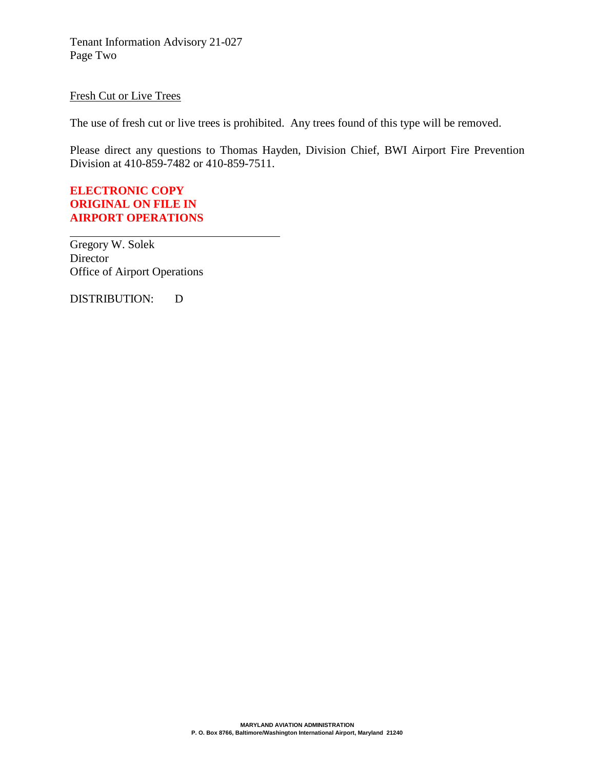Fresh Cut or Live Trees

The use of fresh cut or live trees is prohibited. Any trees found of this type will be removed.

Please direct any questions to Thomas Hayden, Division Chief, BWI Airport Fire Prevention Division at 410-859-7482 or 410-859-7511.

**ELECTRONIC COPY**
**ORIGINAL ON FILE IN**
**AIRPORT OPERATIONS**

Gregory W. Solek
Director
Office of Airport Operations

DISTRIBUTION: D